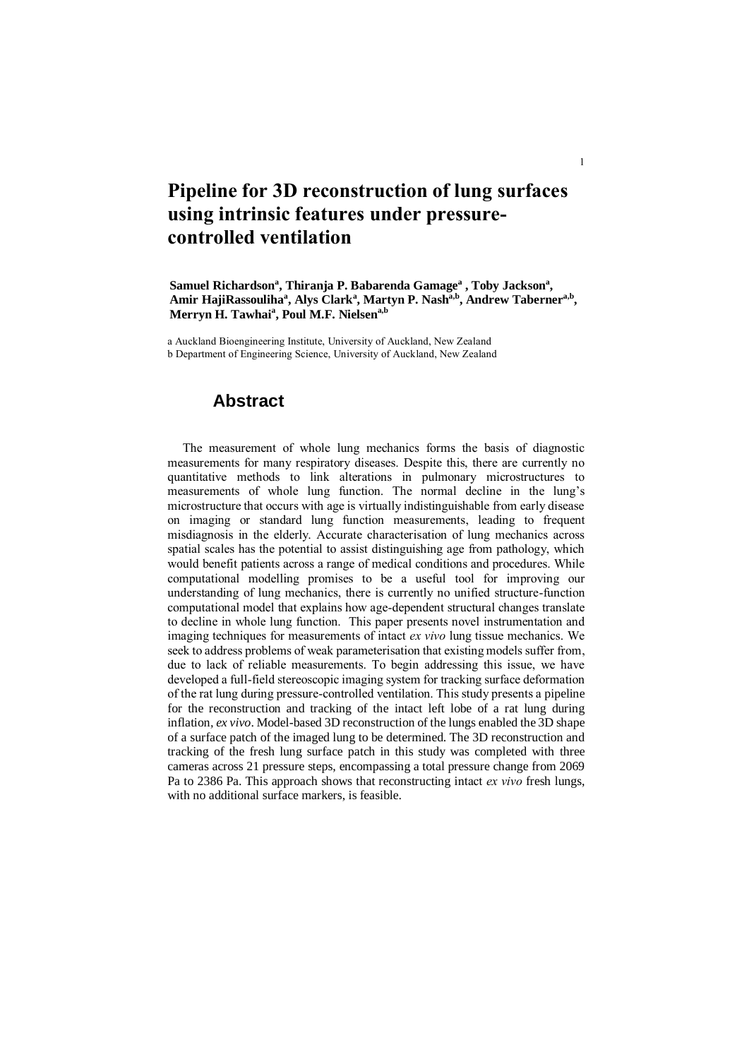# Pipeline for 3D reconstruction of lung surfaces using intrinsic features under pressure-controlled ventilation

**Samuel Richardson[a], Thiranja P. Babarenda Gamage[a], Toby Jackson[a], Amir HajiRassouliha[a], Alys Clark[a], Martyn P. Nash[a,b], Andrew Taberner[a,b], Merryn H. Tawhai[a], Poul M.F. Nielsen[a,b]**

a Auckland Bioengineering Institute, University of Auckland, New Zealand
b Department of Engineering Science, University of Auckland, New Zealand

## Abstract

The measurement of whole lung mechanics forms the basis of diagnostic measurements for many respiratory diseases. Despite this, there are currently no quantitative methods to link alterations in pulmonary microstructures to measurements of whole lung function. The normal decline in the lung's microstructure that occurs with age is virtually indistinguishable from early disease on imaging or standard lung function measurements, leading to frequent misdiagnosis in the elderly. Accurate characterisation of lung mechanics across spatial scales has the potential to assist distinguishing age from pathology, which would benefit patients across a range of medical conditions and procedures. While computational modelling promises to be a useful tool for improving our understanding of lung mechanics, there is currently no unified structure-function computational model that explains how age-dependent structural changes translate to decline in whole lung function. This paper presents novel instrumentation and imaging techniques for measurements of intact *ex vivo* lung tissue mechanics. We seek to address problems of weak parameterisation that existing models suffer from, due to lack of reliable measurements. To begin addressing this issue, we have developed a full-field stereoscopic imaging system for tracking surface deformation of the rat lung during pressure-controlled ventilation. This study presents a pipeline for the reconstruction and tracking of the intact left lobe of a rat lung during inflation, *ex vivo*. Model-based 3D reconstruction of the lungs enabled the 3D shape of a surface patch of the imaged lung to be determined. The 3D reconstruction and tracking of the fresh lung surface patch in this study was completed with three cameras across 21 pressure steps, encompassing a total pressure change from 2069 Pa to 2386 Pa. This approach shows that reconstructing intact *ex vivo* fresh lungs, with no additional surface markers, is feasible.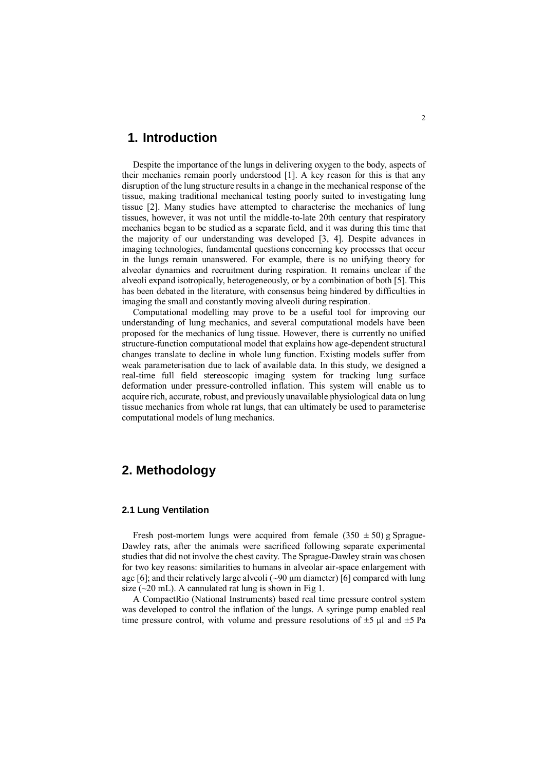# 1. Introduction

Despite the importance of the lungs in delivering oxygen to the body, aspects of their mechanics remain poorly understood [1]. A key reason for this is that any disruption of the lung structure results in a change in the mechanical response of the tissue, making traditional mechanical testing poorly suited to investigating lung tissue [2]. Many studies have attempted to characterise the mechanics of lung tissues, however, it was not until the middle-to-late 20th century that respiratory mechanics began to be studied as a separate field, and it was during this time that the majority of our understanding was developed [3, 4]. Despite advances in imaging technologies, fundamental questions concerning key processes that occur in the lungs remain unanswered. For example, there is no unifying theory for alveolar dynamics and recruitment during respiration. It remains unclear if the alveoli expand isotropically, heterogeneously, or by a combination of both [5]. This has been debated in the literature, with consensus being hindered by difficulties in imaging the small and constantly moving alveoli during respiration.

Computational modelling may prove to be a useful tool for improving our understanding of lung mechanics, and several computational models have been proposed for the mechanics of lung tissue. However, there is currently no unified structure-function computational model that explains how age-dependent structural changes translate to decline in whole lung function. Existing models suffer from weak parameterisation due to lack of available data. In this study, we designed a real-time full field stereoscopic imaging system for tracking lung surface deformation under pressure-controlled inflation. This system will enable us to acquire rich, accurate, robust, and previously unavailable physiological data on lung tissue mechanics from whole rat lungs, that can ultimately be used to parameterise computational models of lung mechanics.

# 2. Methodology

## 2.1 Lung Ventilation

Fresh post-mortem lungs were acquired from female (350 ± 50) g Sprague-Dawley rats, after the animals were sacrificed following separate experimental studies that did not involve the chest cavity. The Sprague-Dawley strain was chosen for two key reasons: similarities to humans in alveolar air-space enlargement with age [6]; and their relatively large alveoli (~90 µm diameter) [6] compared with lung size (~20 mL). A cannulated rat lung is shown in Fig 1.

A CompactRio (National Instruments) based real time pressure control system was developed to control the inflation of the lungs. A syringe pump enabled real time pressure control, with volume and pressure resolutions of ±5 µl and ±5 Pa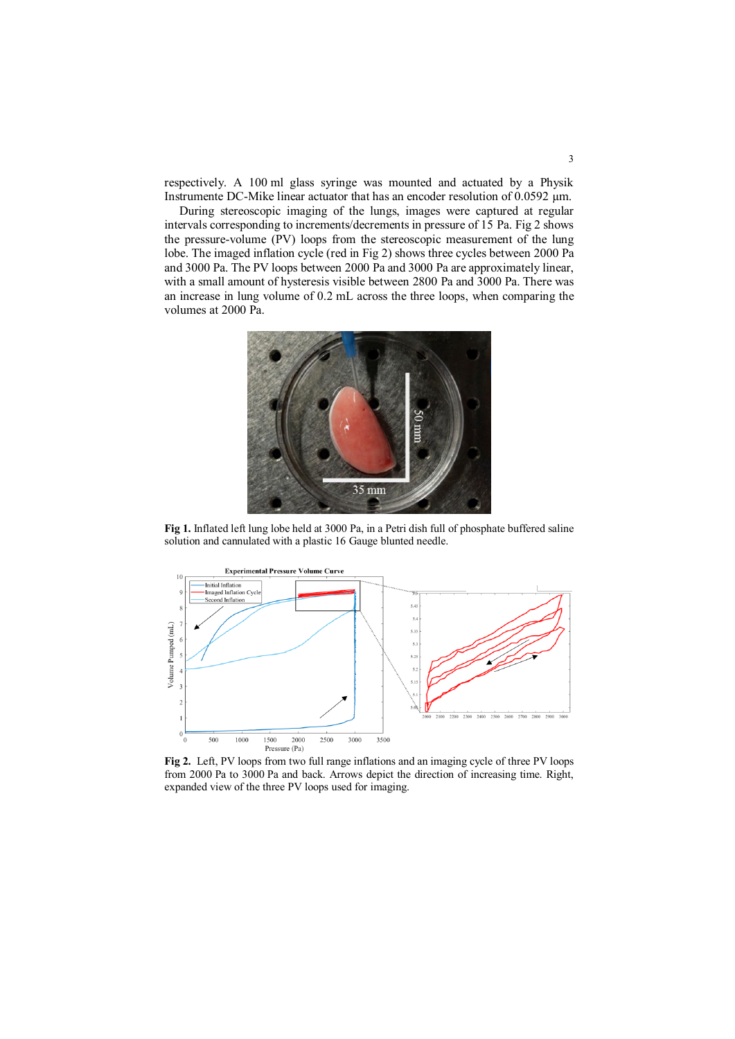respectively. A 100 ml glass syringe was mounted and actuated by a Physik Instrumente DC-Mike linear actuator that has an encoder resolution of 0.0592 µm.

During stereoscopic imaging of the lungs, images were captured at regular intervals corresponding to increments/decrements in pressure of 15 Pa. Fig 2 shows the pressure-volume (PV) loops from the stereoscopic measurement of the lung lobe. The imaged inflation cycle (red in Fig 2) shows three cycles between 2000 Pa and 3000 Pa. The PV loops between 2000 Pa and 3000 Pa are approximately linear, with a small amount of hysteresis visible between 2800 Pa and 3000 Pa. There was an increase in lung volume of 0.2 mL across the three loops, when comparing the volumes at 2000 Pa.

**Fig 1.** Inflated left lung lobe held at 3000 Pa, in a Petri dish full of phosphate buffered saline solution and cannulated with a plastic 16 Gauge blunted needle.

**Fig 2.** Left, PV loops from two full range inflations and an imaging cycle of three PV loops from 2000 Pa to 3000 Pa and back. Arrows depict the direction of increasing time. Right, expanded view of the three PV loops used for imaging.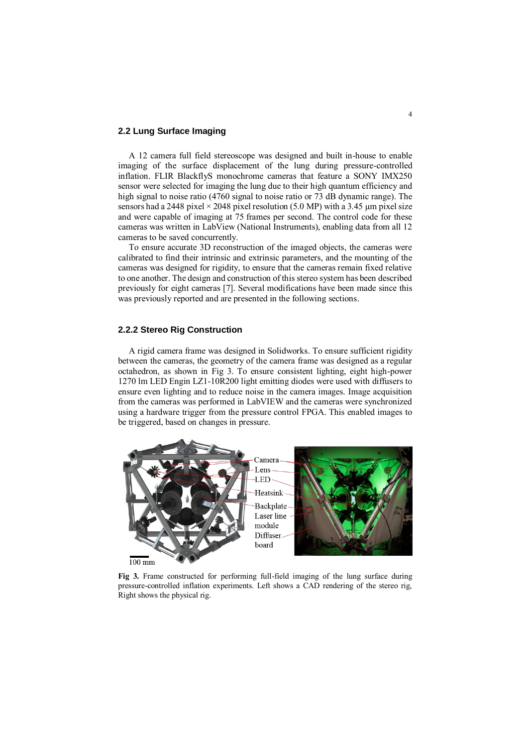## 2.2 Lung Surface Imaging

A 12 camera full field stereoscope was designed and built in-house to enable imaging of the surface displacement of the lung during pressure-controlled inflation. FLIR BlackflyS monochrome cameras that feature a SONY IMX250 sensor were selected for imaging the lung due to their high quantum efficiency and high signal to noise ratio (4760 signal to noise ratio or 73 dB dynamic range). The sensors had a 2448 pixel × 2048 pixel resolution (5.0 MP) with a 3.45 μm pixel size and were capable of imaging at 75 frames per second. The control code for these cameras was written in LabView (National Instruments), enabling data from all 12 cameras to be saved concurrently.

To ensure accurate 3D reconstruction of the imaged objects, the cameras were calibrated to find their intrinsic and extrinsic parameters, and the mounting of the cameras was designed for rigidity, to ensure that the cameras remain fixed relative to one another. The design and construction of this stereo system has been described previously for eight cameras [7]. Several modifications have been made since this was previously reported and are presented in the following sections.

### 2.2.2 Stereo Rig Construction

A rigid camera frame was designed in Solidworks. To ensure sufficient rigidity between the cameras, the geometry of the camera frame was designed as a regular octahedron, as shown in Fig 3. To ensure consistent lighting, eight high-power 1270 lm LED Engin LZ1-10R200 light emitting diodes were used with diffusers to ensure even lighting and to reduce noise in the camera images. Image acquisition from the cameras was performed in LabVIEW and the cameras were synchronized using a hardware trigger from the pressure control FPGA. This enabled images to be triggered, based on changes in pressure.

**Fig 3.** Frame constructed for performing full-field imaging of the lung surface during pressure-controlled inflation experiments. Left shows a CAD rendering of the stereo rig, Right shows the physical rig.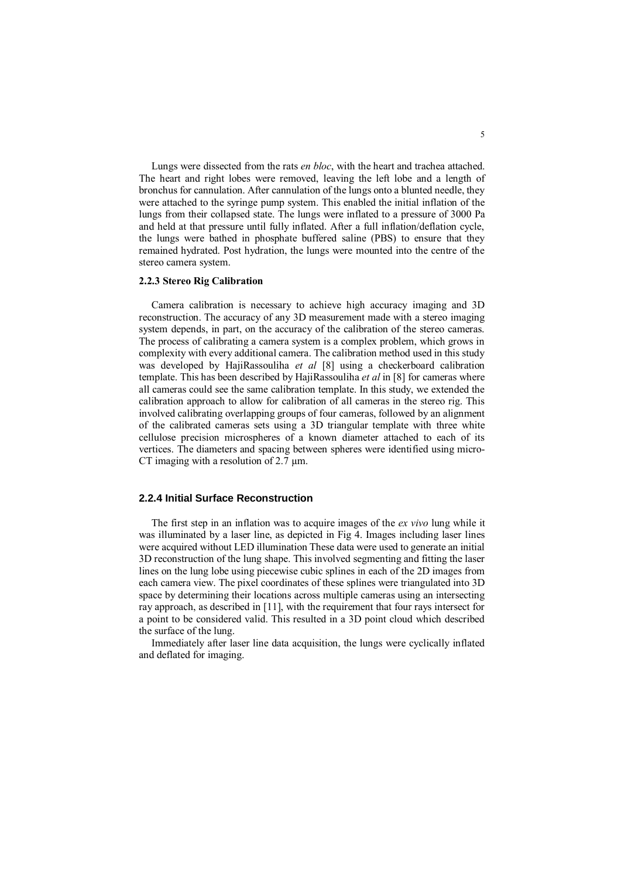Lungs were dissected from the rats *en bloc*, with the heart and trachea attached. The heart and right lobes were removed, leaving the left lobe and a length of bronchus for cannulation. After cannulation of the lungs onto a blunted needle, they were attached to the syringe pump system. This enabled the initial inflation of the lungs from their collapsed state. The lungs were inflated to a pressure of 3000 Pa and held at that pressure until fully inflated. After a full inflation/deflation cycle, the lungs were bathed in phosphate buffered saline (PBS) to ensure that they remained hydrated. Post hydration, the lungs were mounted into the centre of the stereo camera system.

### 2.2.3 Stereo Rig Calibration

Camera calibration is necessary to achieve high accuracy imaging and 3D reconstruction. The accuracy of any 3D measurement made with a stereo imaging system depends, in part, on the accuracy of the calibration of the stereo cameras. The process of calibrating a camera system is a complex problem, which grows in complexity with every additional camera. The calibration method used in this study was developed by HajiRassouliha *et al* [8] using a checkerboard calibration template. This has been described by HajiRassouliha *et al* in [8] for cameras where all cameras could see the same calibration template. In this study, we extended the calibration approach to allow for calibration of all cameras in the stereo rig. This involved calibrating overlapping groups of four cameras, followed by an alignment of the calibrated cameras sets using a 3D triangular template with three white cellulose precision microspheres of a known diameter attached to each of its vertices. The diameters and spacing between spheres were identified using micro-CT imaging with a resolution of 2.7 μm.

### 2.2.4 Initial Surface Reconstruction

The first step in an inflation was to acquire images of the *ex vivo* lung while it was illuminated by a laser line, as depicted in Fig 4. Images including laser lines were acquired without LED illumination These data were used to generate an initial 3D reconstruction of the lung shape. This involved segmenting and fitting the laser lines on the lung lobe using piecewise cubic splines in each of the 2D images from each camera view. The pixel coordinates of these splines were triangulated into 3D space by determining their locations across multiple cameras using an intersecting ray approach, as described in [11], with the requirement that four rays intersect for a point to be considered valid. This resulted in a 3D point cloud which described the surface of the lung.

Immediately after laser line data acquisition, the lungs were cyclically inflated and deflated for imaging.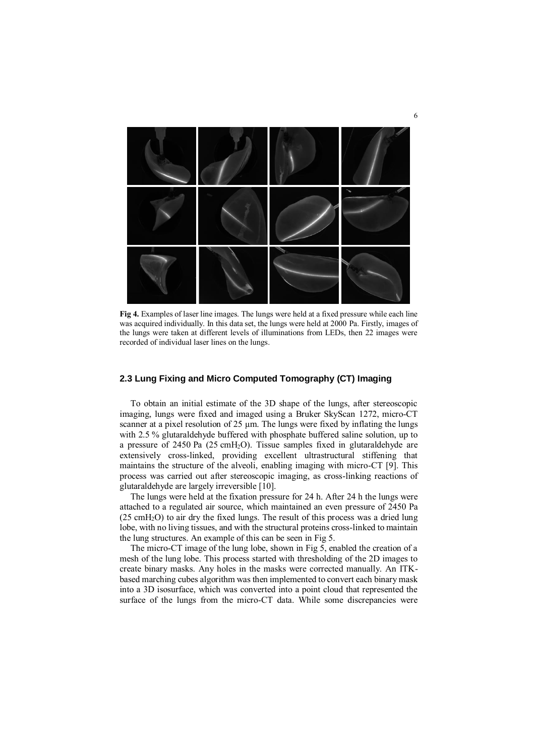**Fig 4.** Examples of laser line images. The lungs were held at a fixed pressure while each line was acquired individually. In this data set, the lungs were held at 2000 Pa. Firstly, images of the lungs were taken at different levels of illuminations from LEDs, then 22 images were recorded of individual laser lines on the lungs.

## 2.3 Lung Fixing and Micro Computed Tomography (CT) Imaging

To obtain an initial estimate of the 3D shape of the lungs, after stereoscopic imaging, lungs were fixed and imaged using a Bruker SkyScan 1272, micro-CT scanner at a pixel resolution of 25 µm. The lungs were fixed by inflating the lungs with 2.5 % glutaraldehyde buffered with phosphate buffered saline solution, up to a pressure of 2450 Pa (25 $cmH_2O$). Tissue samples fixed in glutaraldehyde are extensively cross-linked, providing excellent ultrastructural stiffening that maintains the structure of the alveoli, enabling imaging with micro-CT [9]. This process was carried out after stereoscopic imaging, as cross-linking reactions of glutaraldehyde are largely irreversible [10].

The lungs were held at the fixation pressure for 24 h. After 24 h the lungs were attached to a regulated air source, which maintained an even pressure of 2450 Pa (25 $cmH_2O$) to air dry the fixed lungs. The result of this process was a dried lung lobe, with no living tissues, and with the structural proteins cross-linked to maintain the lung structures. An example of this can be seen in Fig 5.

The micro-CT image of the lung lobe, shown in Fig 5, enabled the creation of a mesh of the lung lobe. This process started with thresholding of the 2D images to create binary masks. Any holes in the masks were corrected manually. An ITK-based marching cubes algorithm was then implemented to convert each binary mask into a 3D isosurface, which was converted into a point cloud that represented the surface of the lungs from the micro-CT data. While some discrepancies were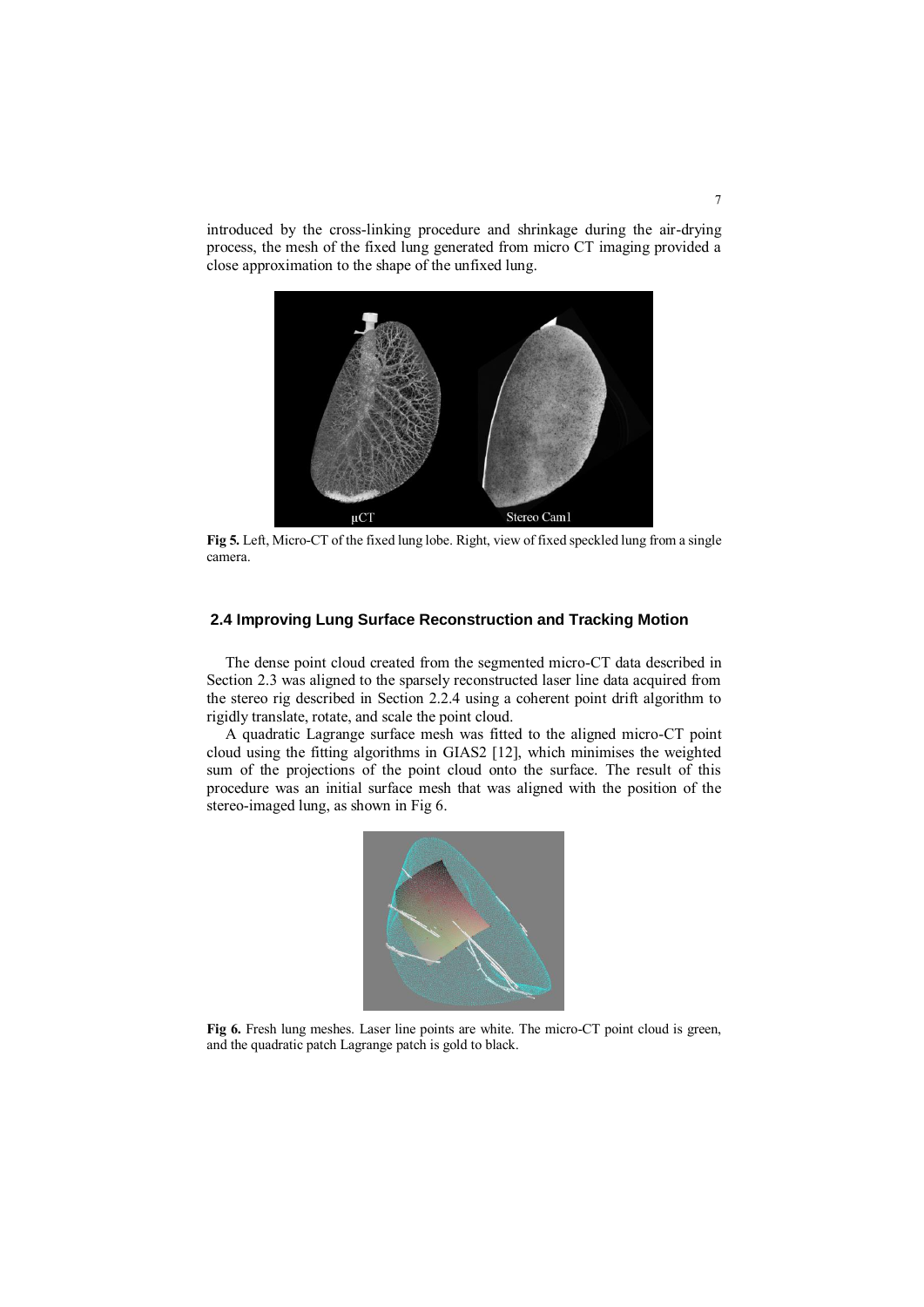introduced by the cross-linking procedure and shrinkage during the air-drying process, the mesh of the fixed lung generated from micro CT imaging provided a close approximation to the shape of the unfixed lung.

**Fig 5.** Left, Micro-CT of the fixed lung lobe. Right, view of fixed speckled lung from a single camera.

## 2.4 Improving Lung Surface Reconstruction and Tracking Motion

The dense point cloud created from the segmented micro-CT data described in Section 2.3 was aligned to the sparsely reconstructed laser line data acquired from the stereo rig described in Section 2.2.4 using a coherent point drift algorithm to rigidly translate, rotate, and scale the point cloud.

A quadratic Lagrange surface mesh was fitted to the aligned micro-CT point cloud using the fitting algorithms in GIAS2 [12], which minimises the weighted sum of the projections of the point cloud onto the surface. The result of this procedure was an initial surface mesh that was aligned with the position of the stereo-imaged lung, as shown in Fig 6.

**Fig 6.** Fresh lung meshes. Laser line points are white. The micro-CT point cloud is green, and the quadratic patch Lagrange patch is gold to black.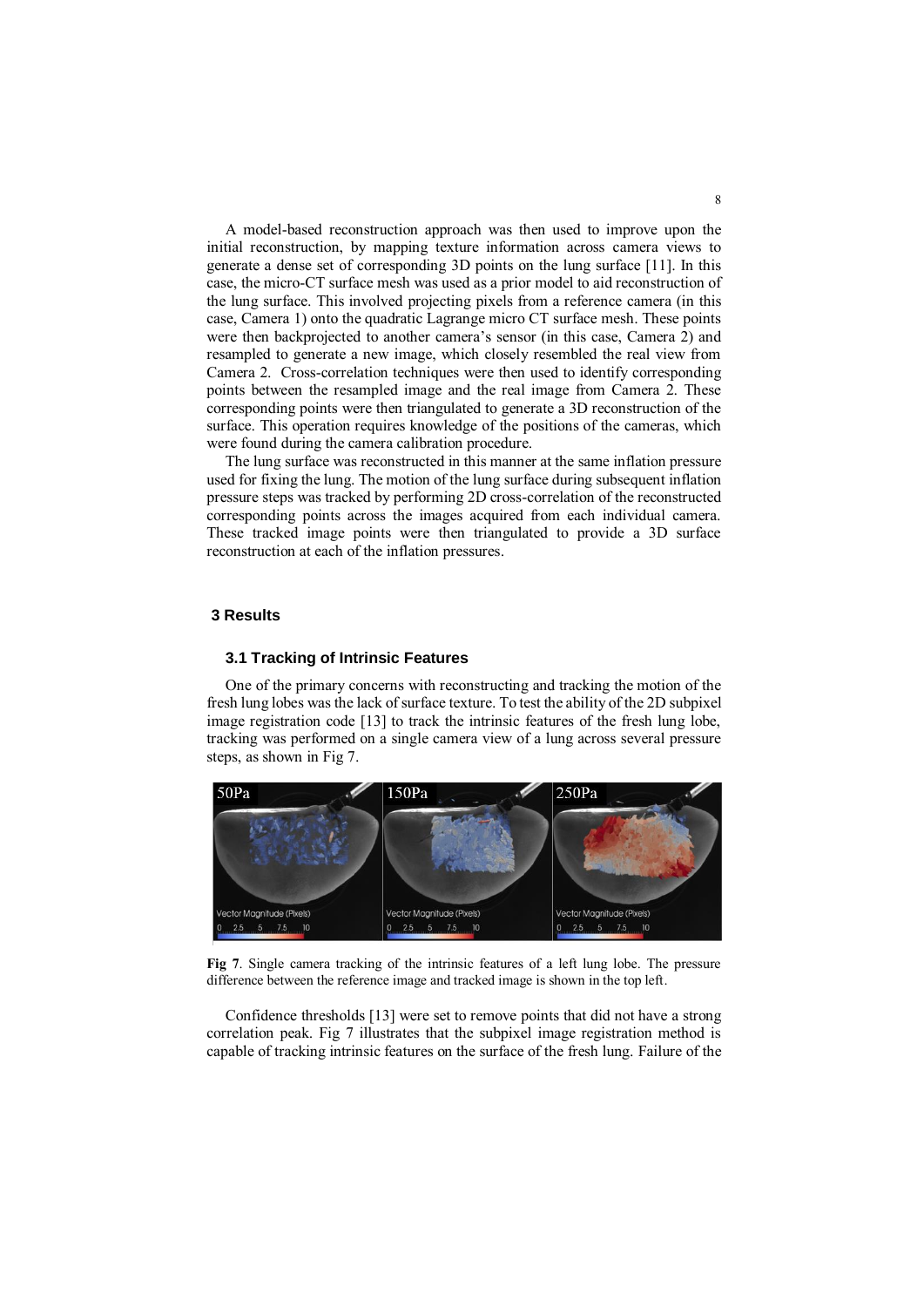A model-based reconstruction approach was then used to improve upon the initial reconstruction, by mapping texture information across camera views to generate a dense set of corresponding 3D points on the lung surface [11]. In this case, the micro-CT surface mesh was used as a prior model to aid reconstruction of the lung surface. This involved projecting pixels from a reference camera (in this case, Camera 1) onto the quadratic Lagrange micro CT surface mesh. These points were then backprojected to another camera's sensor (in this case, Camera 2) and resampled to generate a new image, which closely resembled the real view from Camera 2. Cross-correlation techniques were then used to identify corresponding points between the resampled image and the real image from Camera 2. These corresponding points were then triangulated to generate a 3D reconstruction of the surface. This operation requires knowledge of the positions of the cameras, which were found during the camera calibration procedure.

The lung surface was reconstructed in this manner at the same inflation pressure used for fixing the lung. The motion of the lung surface during subsequent inflation pressure steps was tracked by performing 2D cross-correlation of the reconstructed corresponding points across the images acquired from each individual camera. These tracked image points were then triangulated to provide a 3D surface reconstruction at each of the inflation pressures.

## 3 Results

### 3.1 Tracking of Intrinsic Features

One of the primary concerns with reconstructing and tracking the motion of the fresh lung lobes was the lack of surface texture. To test the ability of the 2D subpixel image registration code [13] to track the intrinsic features of the fresh lung lobe, tracking was performed on a single camera view of a lung across several pressure steps, as shown in Fig 7.

**Fig 7**. Single camera tracking of the intrinsic features of a left lung lobe. The pressure difference between the reference image and tracked image is shown in the top left.

Confidence thresholds [13] were set to remove points that did not have a strong correlation peak. Fig 7 illustrates that the subpixel image registration method is capable of tracking intrinsic features on the surface of the fresh lung. Failure of the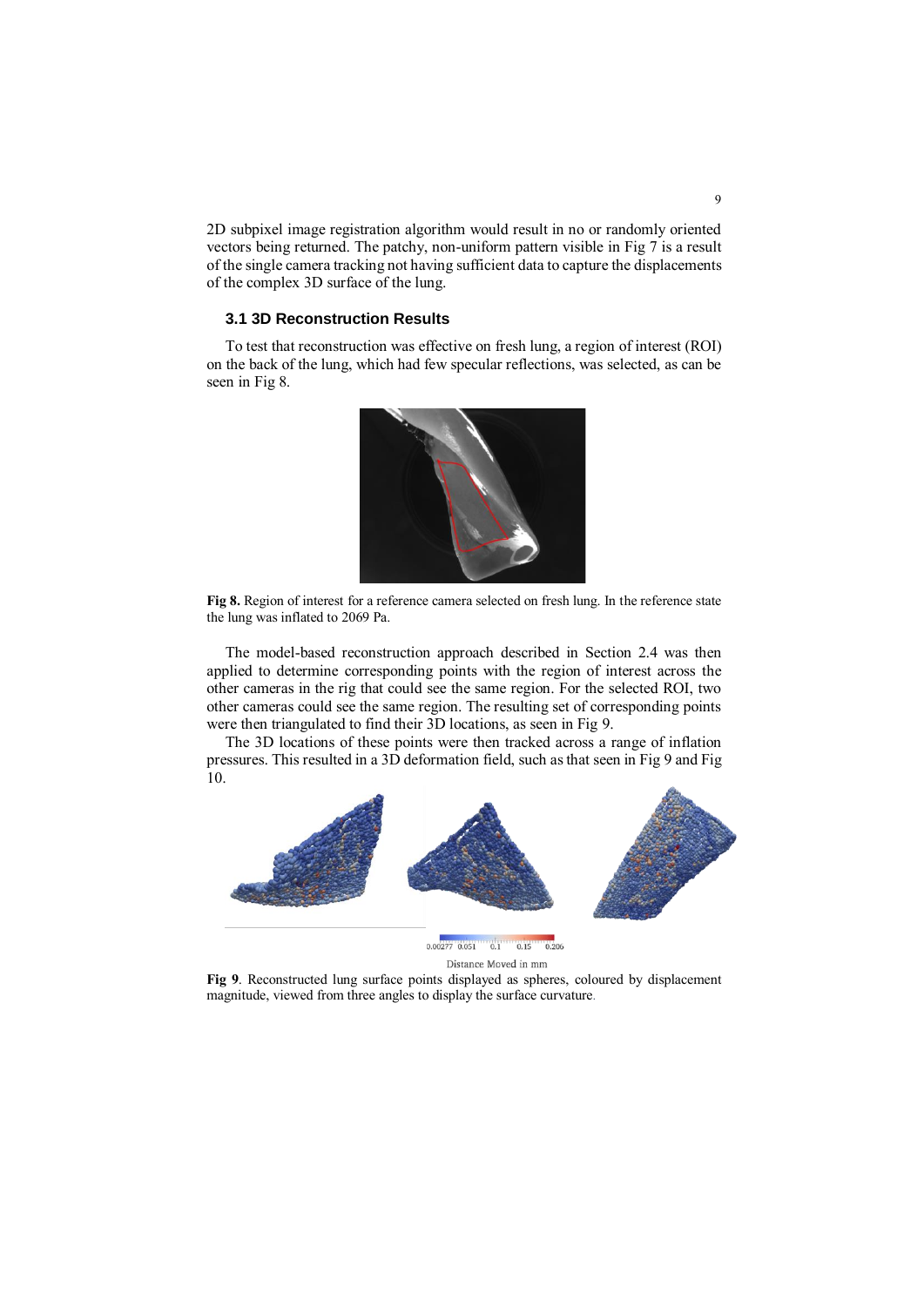2D subpixel image registration algorithm would result in no or randomly oriented vectors being returned. The patchy, non-uniform pattern visible in Fig 7 is a result of the single camera tracking not having sufficient data to capture the displacements of the complex 3D surface of the lung.

### 3.1 3D Reconstruction Results

To test that reconstruction was effective on fresh lung, a region of interest (ROI) on the back of the lung, which had few specular reflections, was selected, as can be seen in Fig 8.

**Fig 8.** Region of interest for a reference camera selected on fresh lung. In the reference state the lung was inflated to 2069 Pa.

The model-based reconstruction approach described in Section 2.4 was then applied to determine corresponding points with the region of interest across the other cameras in the rig that could see the same region. For the selected ROI, two other cameras could see the same region. The resulting set of corresponding points were then triangulated to find their 3D locations, as seen in Fig 9.

The 3D locations of these points were then tracked across a range of inflation pressures. This resulted in a 3D deformation field, such as that seen in Fig 9 and Fig 10.

**Fig 9**. Reconstructed lung surface points displayed as spheres, coloured by displacement magnitude, viewed from three angles to display the surface curvature.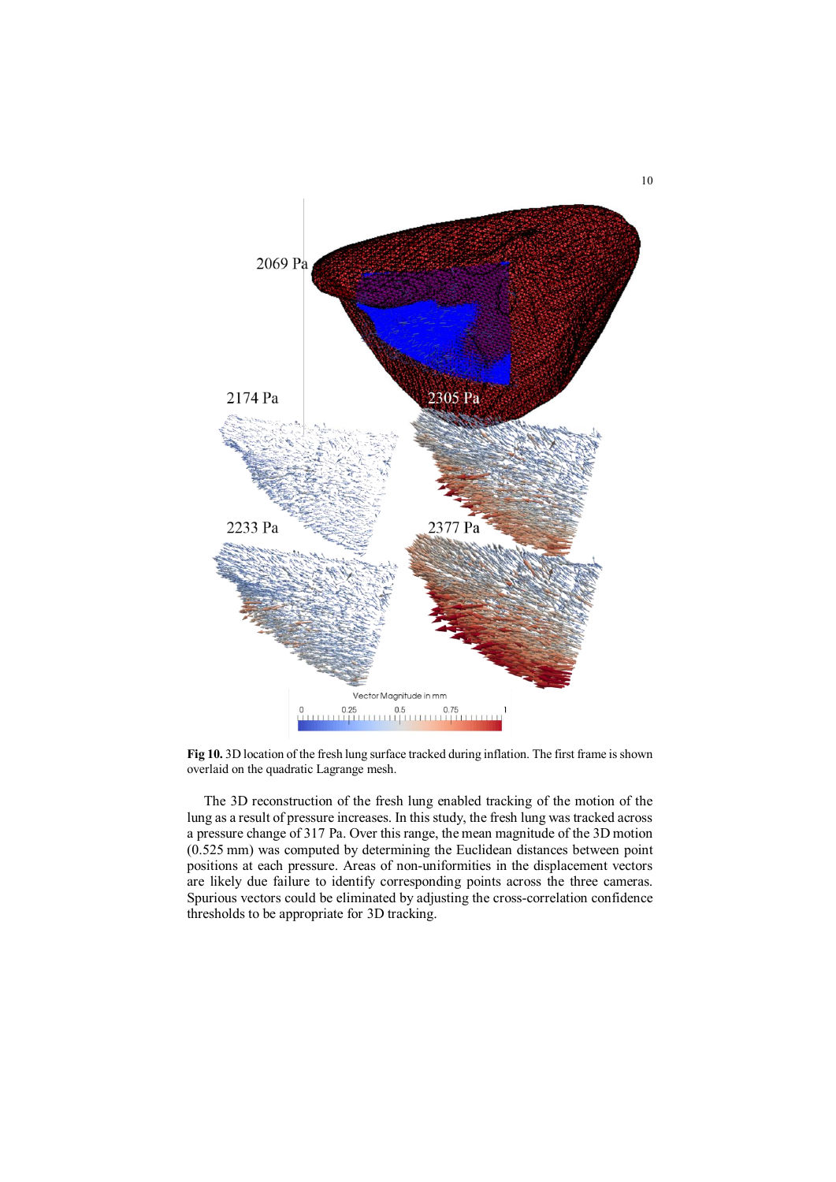**Fig 10.** 3D location of the fresh lung surface tracked during inflation. The first frame is shown overlaid on the quadratic Lagrange mesh.

The 3D reconstruction of the fresh lung enabled tracking of the motion of the lung as a result of pressure increases. In this study, the fresh lung was tracked across a pressure change of 317 Pa. Over this range, the mean magnitude of the 3D motion (0.525 mm) was computed by determining the Euclidean distances between point positions at each pressure. Areas of non-uniformities in the displacement vectors are likely due failure to identify corresponding points across the three cameras. Spurious vectors could be eliminated by adjusting the cross-correlation confidence thresholds to be appropriate for 3D tracking.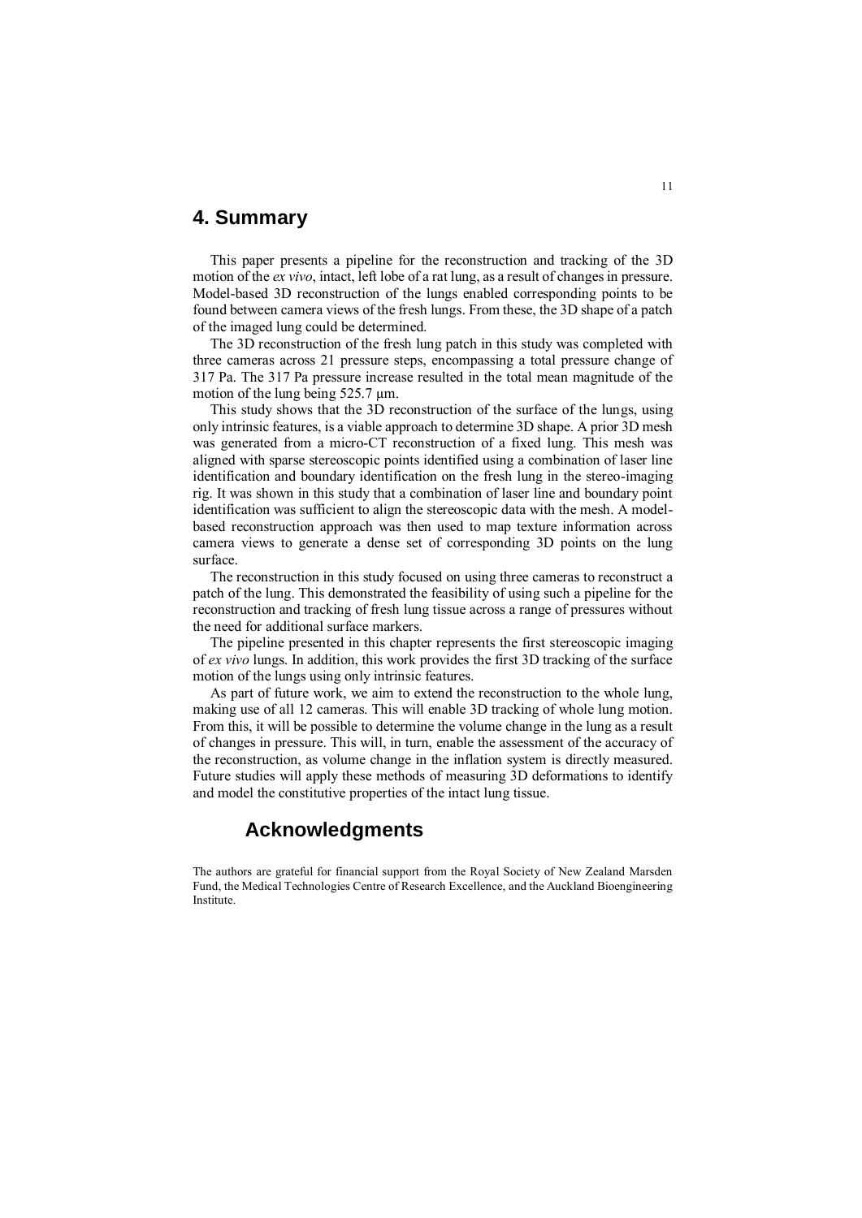## 4. Summary

This paper presents a pipeline for the reconstruction and tracking of the 3D motion of the *ex vivo*, intact, left lobe of a rat lung, as a result of changes in pressure. Model-based 3D reconstruction of the lungs enabled corresponding points to be found between camera views of the fresh lungs. From these, the 3D shape of a patch of the imaged lung could be determined.

The 3D reconstruction of the fresh lung patch in this study was completed with three cameras across 21 pressure steps, encompassing a total pressure change of 317 Pa. The 317 Pa pressure increase resulted in the total mean magnitude of the motion of the lung being 525.7 μm.

This study shows that the 3D reconstruction of the surface of the lungs, using only intrinsic features, is a viable approach to determine 3D shape. A prior 3D mesh was generated from a micro-CT reconstruction of a fixed lung. This mesh was aligned with sparse stereoscopic points identified using a combination of laser line identification and boundary identification on the fresh lung in the stereo-imaging rig. It was shown in this study that a combination of laser line and boundary point identification was sufficient to align the stereoscopic data with the mesh. A model-based reconstruction approach was then used to map texture information across camera views to generate a dense set of corresponding 3D points on the lung surface.

The reconstruction in this study focused on using three cameras to reconstruct a patch of the lung. This demonstrated the feasibility of using such a pipeline for the reconstruction and tracking of fresh lung tissue across a range of pressures without the need for additional surface markers.

The pipeline presented in this chapter represents the first stereoscopic imaging of *ex vivo* lungs. In addition, this work provides the first 3D tracking of the surface motion of the lungs using only intrinsic features.

As part of future work, we aim to extend the reconstruction to the whole lung, making use of all 12 cameras. This will enable 3D tracking of whole lung motion. From this, it will be possible to determine the volume change in the lung as a result of changes in pressure. This will, in turn, enable the assessment of the accuracy of the reconstruction, as volume change in the inflation system is directly measured. Future studies will apply these methods of measuring 3D deformations to identify and model the constitutive properties of the intact lung tissue.

## Acknowledgments

The authors are grateful for financial support from the Royal Society of New Zealand Marsden Fund, the Medical Technologies Centre of Research Excellence, and the Auckland Bioengineering Institute.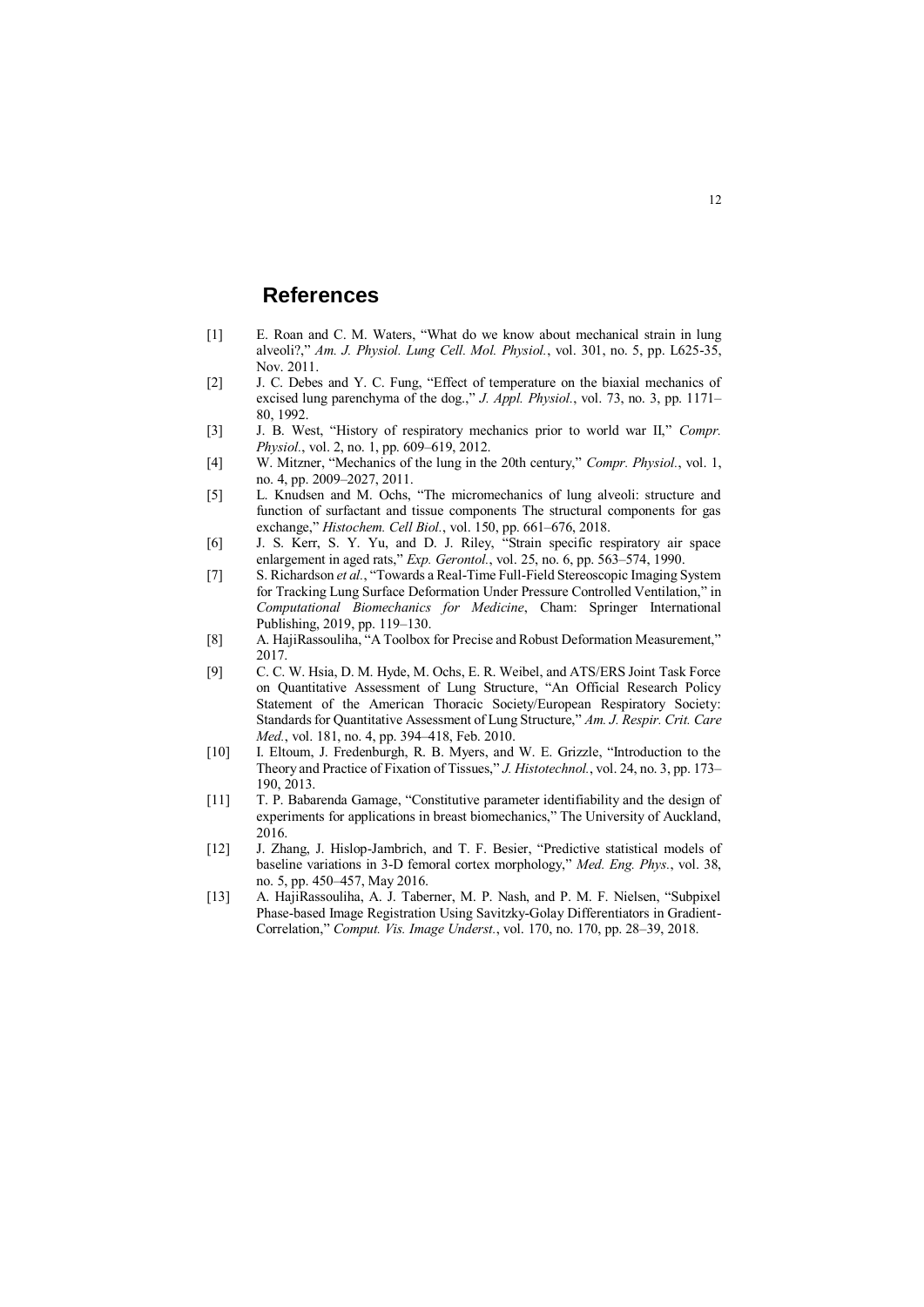# References

[1] E. Roan and C. M. Waters, "What do we know about mechanical strain in lung alveoli?," *Am. J. Physiol. Lung Cell. Mol. Physiol.*, vol. 301, no. 5, pp. L625-35, Nov. 2011.

[2] J. C. Debes and Y. C. Fung, "Effect of temperature on the biaxial mechanics of excised lung parenchyma of the dog.," *J. Appl. Physiol.*, vol. 73, no. 3, pp. 1171–80, 1992.

[3] J. B. West, "History of respiratory mechanics prior to world war II," *Compr. Physiol.*, vol. 2, no. 1, pp. 609–619, 2012.

[4] W. Mitzner, "Mechanics of the lung in the 20th century," *Compr. Physiol.*, vol. 1, no. 4, pp. 2009–2027, 2011.

[5] L. Knudsen and M. Ochs, "The micromechanics of lung alveoli: structure and function of surfactant and tissue components The structural components for gas exchange," *Histochem. Cell Biol.*, vol. 150, pp. 661–676, 2018.

[6] J. S. Kerr, S. Y. Yu, and D. J. Riley, "Strain specific respiratory air space enlargement in aged rats," *Exp. Gerontol.*, vol. 25, no. 6, pp. 563–574, 1990.

[7] S. Richardson *et al.*, "Towards a Real-Time Full-Field Stereoscopic Imaging System for Tracking Lung Surface Deformation Under Pressure Controlled Ventilation," in *Computational Biomechanics for Medicine*, Cham: Springer International Publishing, 2019, pp. 119–130.

[8] A. HajiRassouliha, "A Toolbox for Precise and Robust Deformation Measurement," 2017.

[9] C. C. W. Hsia, D. M. Hyde, M. Ochs, E. R. Weibel, and ATS/ERS Joint Task Force on Quantitative Assessment of Lung Structure, "An Official Research Policy Statement of the American Thoracic Society/European Respiratory Society: Standards for Quantitative Assessment of Lung Structure," *Am. J. Respir. Crit. Care Med.*, vol. 181, no. 4, pp. 394–418, Feb. 2010.

[10] I. Eltoum, J. Fredenburgh, R. B. Myers, and W. E. Grizzle, "Introduction to the Theory and Practice of Fixation of Tissues," *J. Histotechnol.*, vol. 24, no. 3, pp. 173–190, 2013.

[11] T. P. Babarenda Gamage, "Constitutive parameter identifiability and the design of experiments for applications in breast biomechanics," The University of Auckland, 2016.

[12] J. Zhang, J. Hislop-Jambrich, and T. F. Besier, "Predictive statistical models of baseline variations in 3-D femoral cortex morphology," *Med. Eng. Phys.*, vol. 38, no. 5, pp. 450–457, May 2016.

[13] A. HajiRassouliha, A. J. Taberner, M. P. Nash, and P. M. F. Nielsen, "Subpixel Phase-based Image Registration Using Savitzky-Golay Differentiators in Gradient-Correlation," *Comput. Vis. Image Underst.*, vol. 170, no. 170, pp. 28–39, 2018.